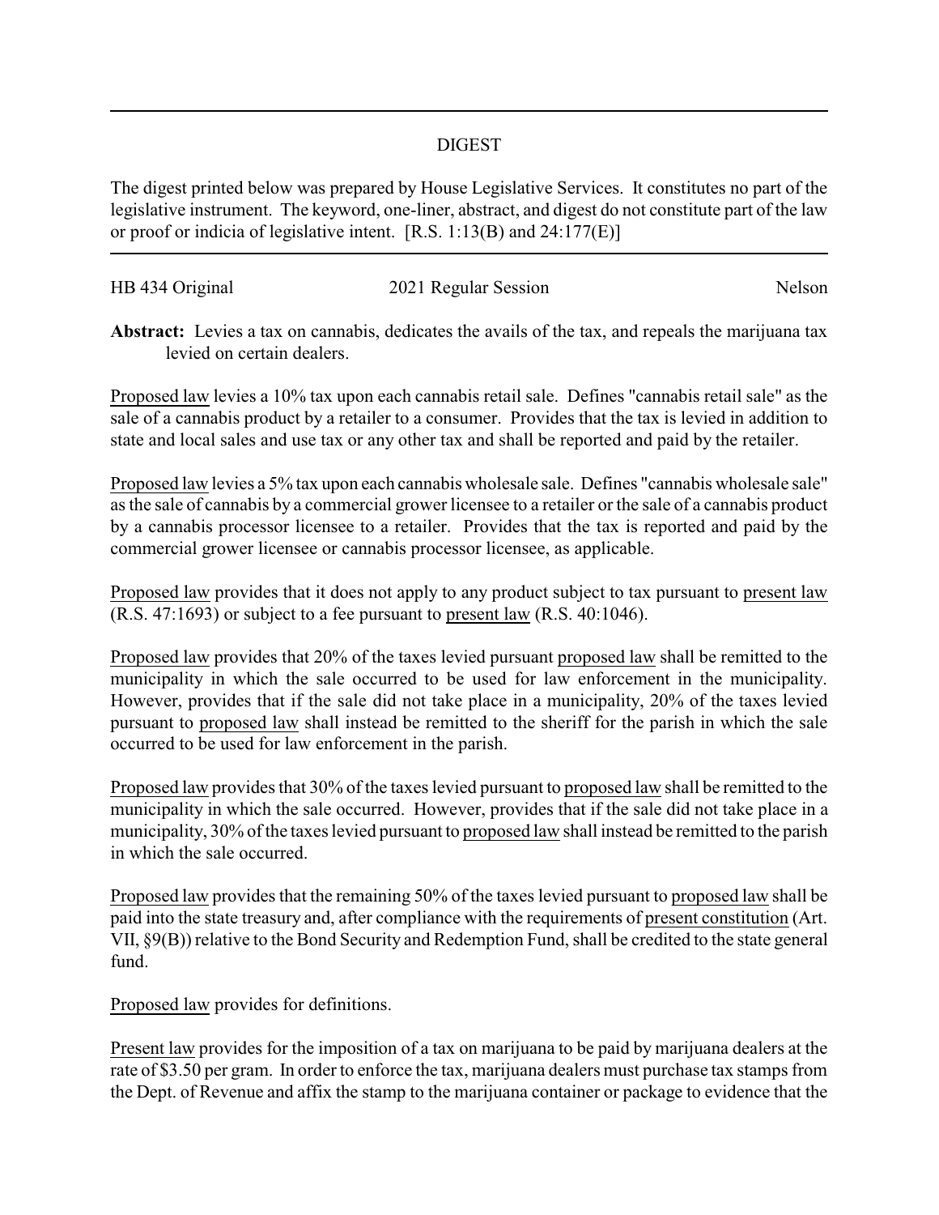# DIGEST

The digest printed below was prepared by House Legislative Services. It constitutes no part of the legislative instrument. The keyword, one-liner, abstract, and digest do not constitute part of the law or proof or indicia of legislative intent. [R.S. 1:13(B) and 24:177(E)]

HB 434 Original | 2021 Regular Session | Nelson

**Abstract:** Levies a tax on cannabis, dedicates the avails of the tax, and repeals the marijuana tax levied on certain dealers.

Proposed law levies a 10% tax upon each cannabis retail sale. Defines "cannabis retail sale" as the sale of a cannabis product by a retailer to a consumer. Provides that the tax is levied in addition to state and local sales and use tax or any other tax and shall be reported and paid by the retailer.

Proposed law levies a 5% tax upon each cannabis wholesale sale. Defines "cannabis wholesale sale" as the sale of cannabis by a commercial grower licensee to a retailer or the sale of a cannabis product by a cannabis processor licensee to a retailer. Provides that the tax is reported and paid by the commercial grower licensee or cannabis processor licensee, as applicable.

Proposed law provides that it does not apply to any product subject to tax pursuant to present law (R.S. 47:1693) or subject to a fee pursuant to present law (R.S. 40:1046).

Proposed law provides that 20% of the taxes levied pursuant proposed law shall be remitted to the municipality in which the sale occurred to be used for law enforcement in the municipality. However, provides that if the sale did not take place in a municipality, 20% of the taxes levied pursuant to proposed law shall instead be remitted to the sheriff for the parish in which the sale occurred to be used for law enforcement in the parish.

Proposed law provides that 30% of the taxes levied pursuant to proposed law shall be remitted to the municipality in which the sale occurred. However, provides that if the sale did not take place in a municipality, 30% of the taxes levied pursuant to proposed law shall instead be remitted to the parish in which the sale occurred.

Proposed law provides that the remaining 50% of the taxes levied pursuant to proposed law shall be paid into the state treasury and, after compliance with the requirements of present constitution (Art. VII, §9(B)) relative to the Bond Security and Redemption Fund, shall be credited to the state general fund.

Proposed law provides for definitions.

Present law provides for the imposition of a tax on marijuana to be paid by marijuana dealers at the rate of $3.50 per gram. In order to enforce the tax, marijuana dealers must purchase tax stamps from the Dept. of Revenue and affix the stamp to the marijuana container or package to evidence that the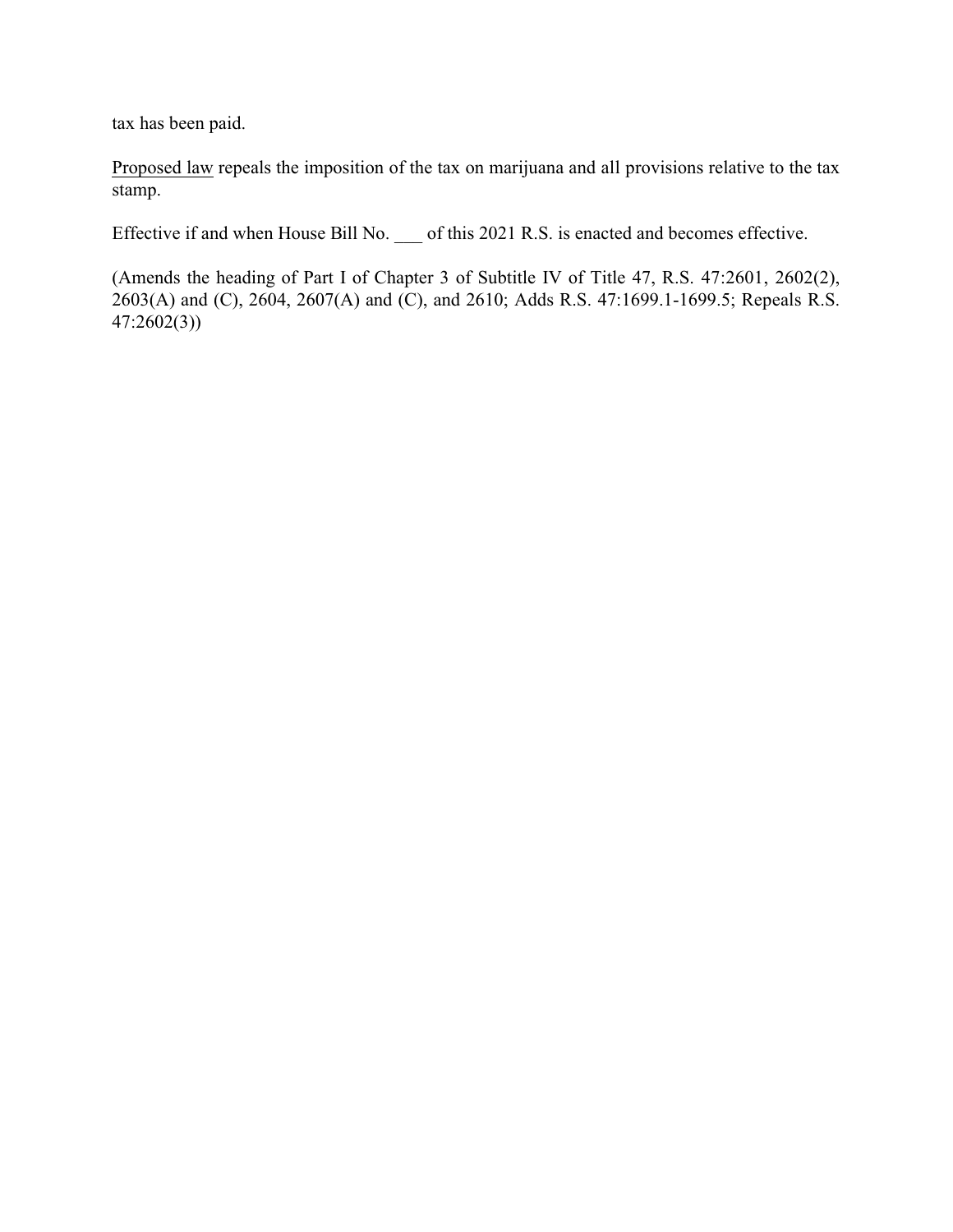tax has been paid.

Proposed law repeals the imposition of the tax on marijuana and all provisions relative to the tax stamp.

Effective if and when House Bill No. ___ of this 2021 R.S. is enacted and becomes effective.

(Amends the heading of Part I of Chapter 3 of Subtitle IV of Title 47, R.S. 47:2601, 2602(2), 2603(A) and (C), 2604, 2607(A) and (C), and 2610; Adds R.S. 47:1699.1-1699.5; Repeals R.S. 47:2602(3))